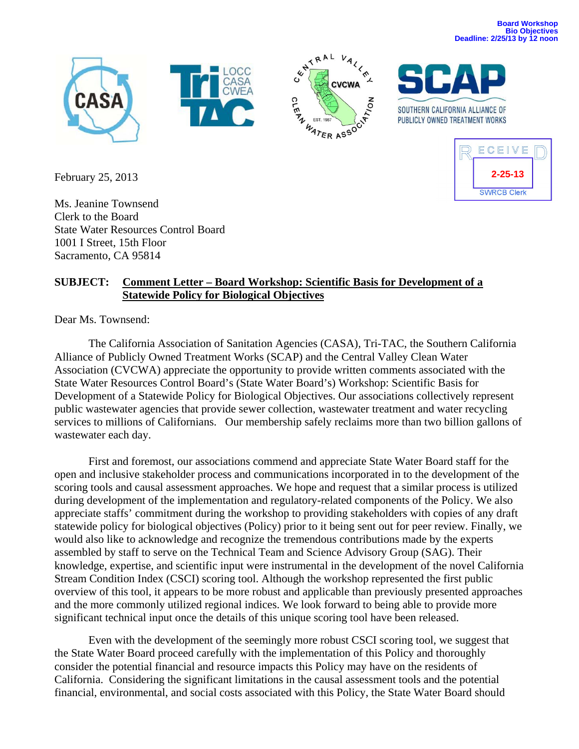Board Workshop
Bio Objectives
Deadline: 2/25/13 by 12 noon

CASA | Tri-TAC (LOCC CASA CWEA) | Central Valley Clean Water Association (CVCWA, Est. 1987) | SCAP – Southern California Alliance of Publicly Owned Treatment Works

RECEIVED
2-25-13
SWRCB Clerk

February 25, 2013

Ms. Jeanine Townsend
Clerk to the Board
State Water Resources Control Board
1001 I Street, 15th Floor
Sacramento, CA 95814

**SUBJECT: Comment Letter – Board Workshop: Scientific Basis for Development of a Statewide Policy for Biological Objectives**

Dear Ms. Townsend:

The California Association of Sanitation Agencies (CASA), Tri-TAC, the Southern California Alliance of Publicly Owned Treatment Works (SCAP) and the Central Valley Clean Water Association (CVCWA) appreciate the opportunity to provide written comments associated with the State Water Resources Control Board's (State Water Board's) Workshop: Scientific Basis for Development of a Statewide Policy for Biological Objectives. Our associations collectively represent public wastewater agencies that provide sewer collection, wastewater treatment and water recycling services to millions of Californians. Our membership safely reclaims more than two billion gallons of wastewater each day.

First and foremost, our associations commend and appreciate State Water Board staff for the open and inclusive stakeholder process and communications incorporated in to the development of the scoring tools and causal assessment approaches. We hope and request that a similar process is utilized during development of the implementation and regulatory-related components of the Policy. We also appreciate staffs' commitment during the workshop to providing stakeholders with copies of any draft statewide policy for biological objectives (Policy) prior to it being sent out for peer review. Finally, we would also like to acknowledge and recognize the tremendous contributions made by the experts assembled by staff to serve on the Technical Team and Science Advisory Group (SAG). Their knowledge, expertise, and scientific input were instrumental in the development of the novel California Stream Condition Index (CSCI) scoring tool. Although the workshop represented the first public overview of this tool, it appears to be more robust and applicable than previously presented approaches and the more commonly utilized regional indices. We look forward to being able to provide more significant technical input once the details of this unique scoring tool have been released.

Even with the development of the seemingly more robust CSCI scoring tool, we suggest that the State Water Board proceed carefully with the implementation of this Policy and thoroughly consider the potential financial and resource impacts this Policy may have on the residents of California. Considering the significant limitations in the causal assessment tools and the potential financial, environmental, and social costs associated with this Policy, the State Water Board should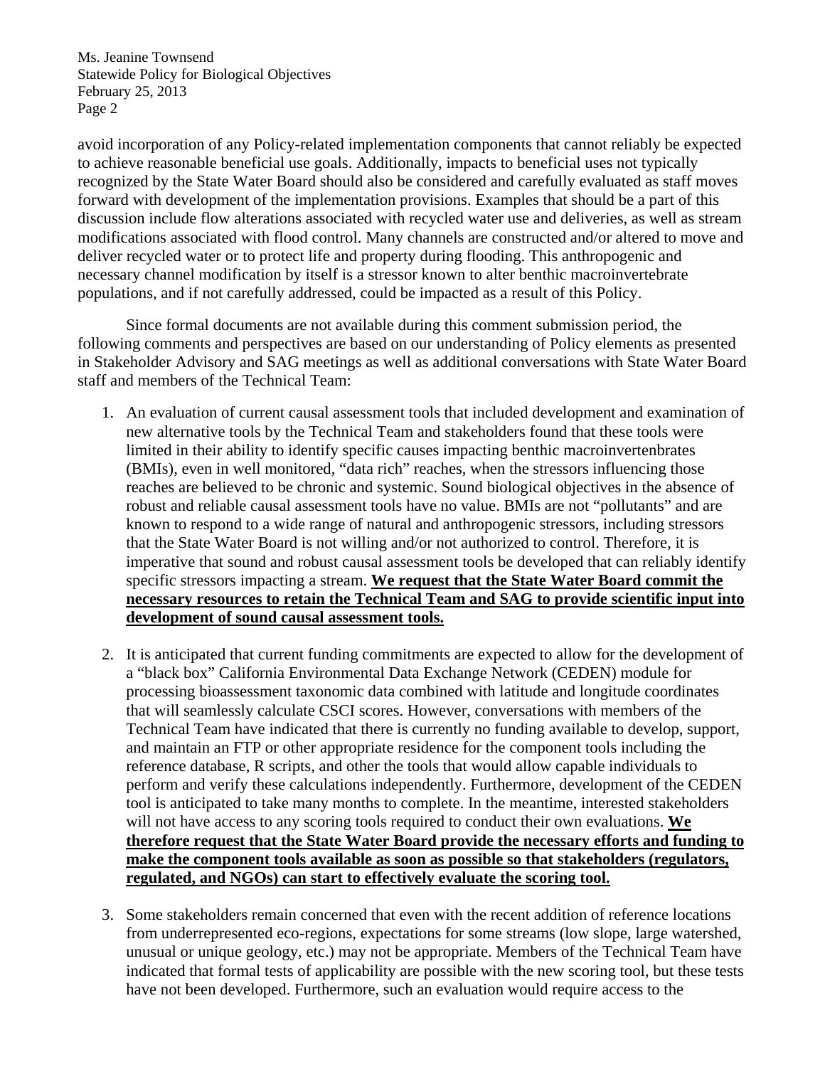avoid incorporation of any Policy-related implementation components that cannot reliably be expected to achieve reasonable beneficial use goals. Additionally, impacts to beneficial uses not typically recognized by the State Water Board should also be considered and carefully evaluated as staff moves forward with development of the implementation provisions. Examples that should be a part of this discussion include flow alterations associated with recycled water use and deliveries, as well as stream modifications associated with flood control. Many channels are constructed and/or altered to move and deliver recycled water or to protect life and property during flooding. This anthropogenic and necessary channel modification by itself is a stressor known to alter benthic macroinvertebrate populations, and if not carefully addressed, could be impacted as a result of this Policy.

Since formal documents are not available during this comment submission period, the following comments and perspectives are based on our understanding of Policy elements as presented in Stakeholder Advisory and SAG meetings as well as additional conversations with State Water Board staff and members of the Technical Team:

1. An evaluation of current causal assessment tools that included development and examination of new alternative tools by the Technical Team and stakeholders found that these tools were limited in their ability to identify specific causes impacting benthic macroinvertenbrates (BMIs), even in well monitored, "data rich" reaches, when the stressors influencing those reaches are believed to be chronic and systemic. Sound biological objectives in the absence of robust and reliable causal assessment tools have no value. BMIs are not "pollutants" and are known to respond to a wide range of natural and anthropogenic stressors, including stressors that the State Water Board is not willing and/or not authorized to control. Therefore, it is imperative that sound and robust causal assessment tools be developed that can reliably identify specific stressors impacting a stream. **<u>We request that the State Water Board commit the necessary resources to retain the Technical Team and SAG to provide scientific input into development of sound causal assessment tools.</u>**

2. It is anticipated that current funding commitments are expected to allow for the development of a "black box" California Environmental Data Exchange Network (CEDEN) module for processing bioassessment taxonomic data combined with latitude and longitude coordinates that will seamlessly calculate CSCI scores. However, conversations with members of the Technical Team have indicated that there is currently no funding available to develop, support, and maintain an FTP or other appropriate residence for the component tools including the reference database, R scripts, and other the tools that would allow capable individuals to perform and verify these calculations independently. Furthermore, development of the CEDEN tool is anticipated to take many months to complete. In the meantime, interested stakeholders will not have access to any scoring tools required to conduct their own evaluations. **<u>We therefore request that the State Water Board provide the necessary efforts and funding to make the component tools available as soon as possible so that stakeholders (regulators, regulated, and NGOs) can start to effectively evaluate the scoring tool.</u>**

3. Some stakeholders remain concerned that even with the recent addition of reference locations from underrepresented eco-regions, expectations for some streams (low slope, large watershed, unusual or unique geology, etc.) may not be appropriate. Members of the Technical Team have indicated that formal tests of applicability are possible with the new scoring tool, but these tests have not been developed. Furthermore, such an evaluation would require access to the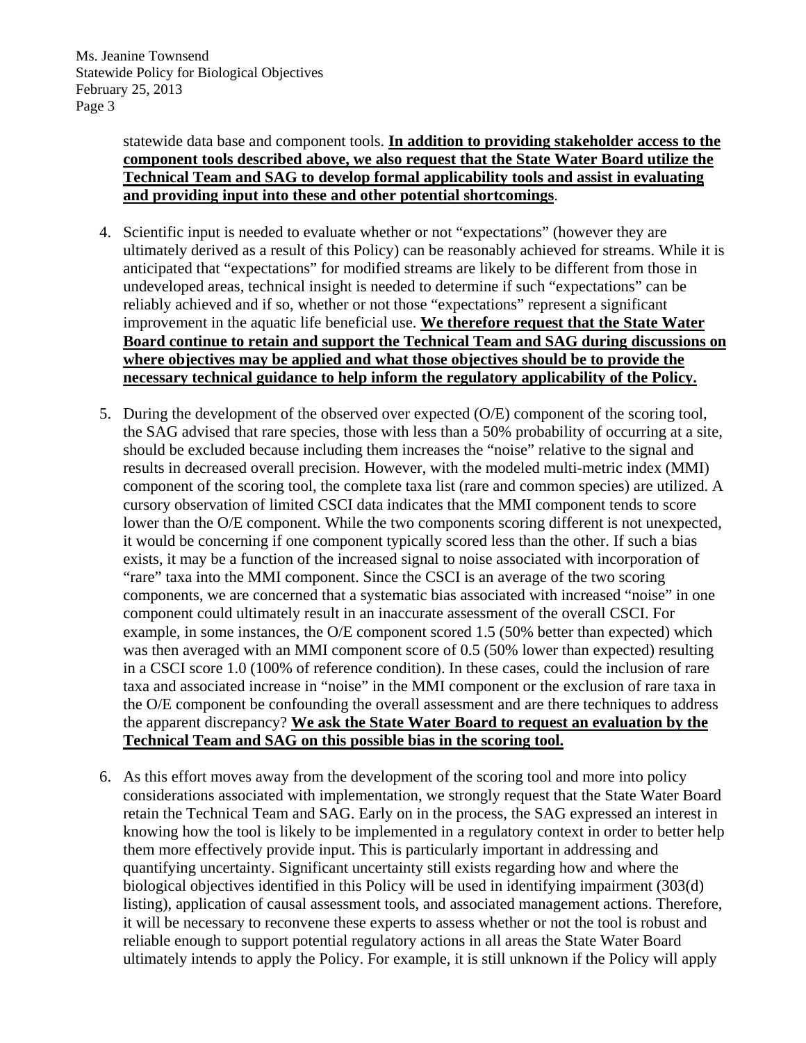statewide data base and component tools. **In addition to providing stakeholder access to the component tools described above, we also request that the State Water Board utilize the Technical Team and SAG to develop formal applicability tools and assist in evaluating and providing input into these and other potential shortcomings**.

4. Scientific input is needed to evaluate whether or not "expectations" (however they are ultimately derived as a result of this Policy) can be reasonably achieved for streams. While it is anticipated that "expectations" for modified streams are likely to be different from those in undeveloped areas, technical insight is needed to determine if such "expectations" can be reliably achieved and if so, whether or not those "expectations" represent a significant improvement in the aquatic life beneficial use. **We therefore request that the State Water Board continue to retain and support the Technical Team and SAG during discussions on where objectives may be applied and what those objectives should be to provide the necessary technical guidance to help inform the regulatory applicability of the Policy.**

5. During the development of the observed over expected (O/E) component of the scoring tool, the SAG advised that rare species, those with less than a 50% probability of occurring at a site, should be excluded because including them increases the "noise" relative to the signal and results in decreased overall precision. However, with the modeled multi-metric index (MMI) component of the scoring tool, the complete taxa list (rare and common species) are utilized. A cursory observation of limited CSCI data indicates that the MMI component tends to score lower than the O/E component. While the two components scoring different is not unexpected, it would be concerning if one component typically scored less than the other. If such a bias exists, it may be a function of the increased signal to noise associated with incorporation of "rare" taxa into the MMI component. Since the CSCI is an average of the two scoring components, we are concerned that a systematic bias associated with increased "noise" in one component could ultimately result in an inaccurate assessment of the overall CSCI. For example, in some instances, the O/E component scored 1.5 (50% better than expected) which was then averaged with an MMI component score of 0.5 (50% lower than expected) resulting in a CSCI score 1.0 (100% of reference condition). In these cases, could the inclusion of rare taxa and associated increase in "noise" in the MMI component or the exclusion of rare taxa in the O/E component be confounding the overall assessment and are there techniques to address the apparent discrepancy? **We ask the State Water Board to request an evaluation by the Technical Team and SAG on this possible bias in the scoring tool.**

6. As this effort moves away from the development of the scoring tool and more into policy considerations associated with implementation, we strongly request that the State Water Board retain the Technical Team and SAG. Early on in the process, the SAG expressed an interest in knowing how the tool is likely to be implemented in a regulatory context in order to better help them more effectively provide input. This is particularly important in addressing and quantifying uncertainty. Significant uncertainty still exists regarding how and where the biological objectives identified in this Policy will be used in identifying impairment (303(d) listing), application of causal assessment tools, and associated management actions. Therefore, it will be necessary to reconvene these experts to assess whether or not the tool is robust and reliable enough to support potential regulatory actions in all areas the State Water Board ultimately intends to apply the Policy. For example, it is still unknown if the Policy will apply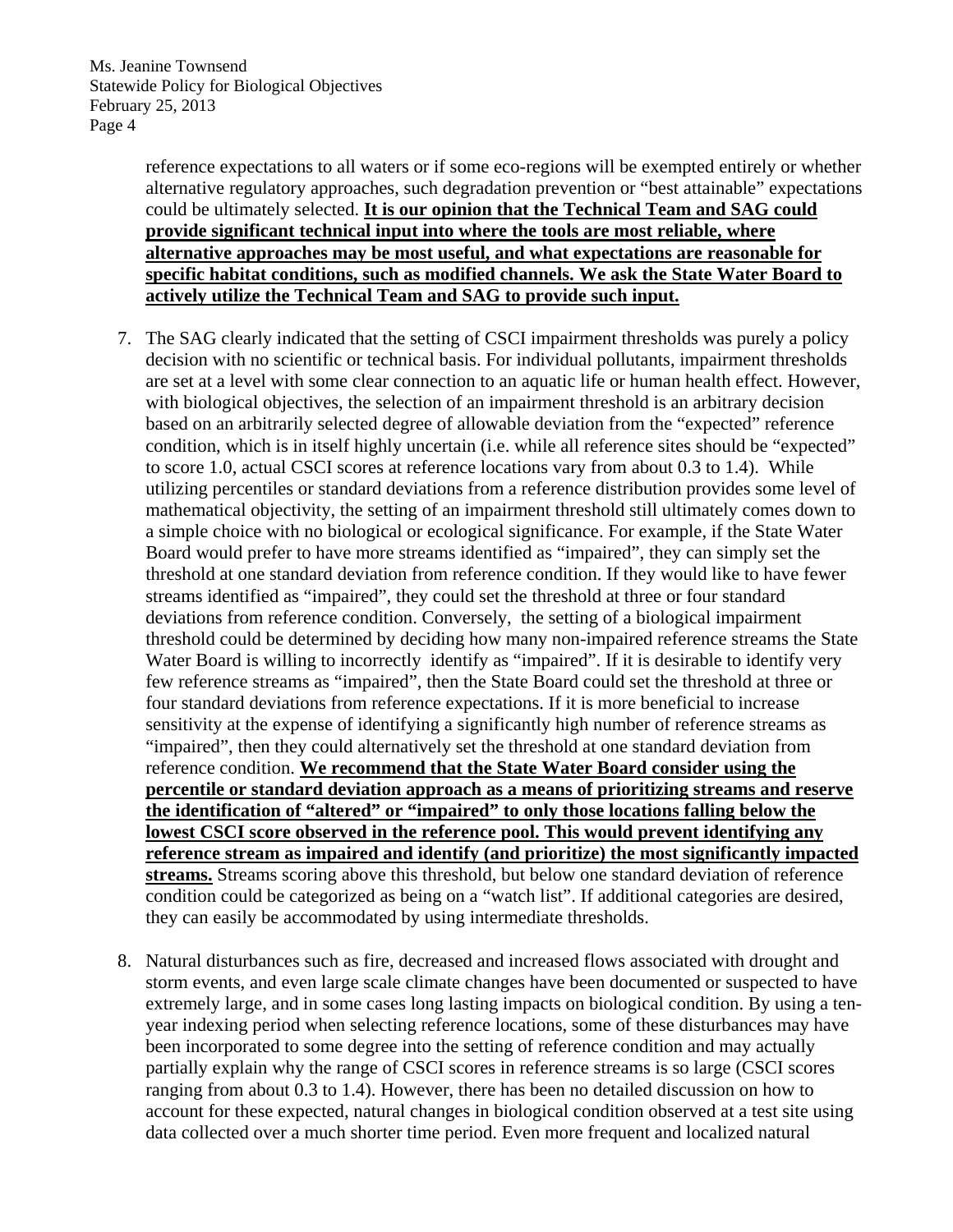reference expectations to all waters or if some eco-regions will be exempted entirely or whether alternative regulatory approaches, such degradation prevention or "best attainable" expectations could be ultimately selected. **<u>It is our opinion that the Technical Team and SAG could provide significant technical input into where the tools are most reliable, where alternative approaches may be most useful, and what expectations are reasonable for specific habitat conditions, such as modified channels. We ask the State Water Board to actively utilize the Technical Team and SAG to provide such input.</u>**

7. The SAG clearly indicated that the setting of CSCI impairment thresholds was purely a policy decision with no scientific or technical basis. For individual pollutants, impairment thresholds are set at a level with some clear connection to an aquatic life or human health effect. However, with biological objectives, the selection of an impairment threshold is an arbitrary decision based on an arbitrarily selected degree of allowable deviation from the "expected" reference condition, which is in itself highly uncertain (i.e. while all reference sites should be "expected" to score 1.0, actual CSCI scores at reference locations vary from about 0.3 to 1.4). While utilizing percentiles or standard deviations from a reference distribution provides some level of mathematical objectivity, the setting of an impairment threshold still ultimately comes down to a simple choice with no biological or ecological significance. For example, if the State Water Board would prefer to have more streams identified as "impaired", they can simply set the threshold at one standard deviation from reference condition. If they would like to have fewer streams identified as "impaired", they could set the threshold at three or four standard deviations from reference condition. Conversely, the setting of a biological impairment threshold could be determined by deciding how many non-impaired reference streams the State Water Board is willing to incorrectly identify as "impaired". If it is desirable to identify very few reference streams as "impaired", then the State Board could set the threshold at three or four standard deviations from reference expectations. If it is more beneficial to increase sensitivity at the expense of identifying a significantly high number of reference streams as "impaired", then they could alternatively set the threshold at one standard deviation from reference condition. **<u>We recommend that the State Water Board consider using the percentile or standard deviation approach as a means of prioritizing streams and reserve the identification of "altered" or "impaired" to only those locations falling below the lowest CSCI score observed in the reference pool. This would prevent identifying any reference stream as impaired and identify (and prioritize) the most significantly impacted streams.</u>** Streams scoring above this threshold, but below one standard deviation of reference condition could be categorized as being on a "watch list". If additional categories are desired, they can easily be accommodated by using intermediate thresholds.

8. Natural disturbances such as fire, decreased and increased flows associated with drought and storm events, and even large scale climate changes have been documented or suspected to have extremely large, and in some cases long lasting impacts on biological condition. By using a ten-year indexing period when selecting reference locations, some of these disturbances may have been incorporated to some degree into the setting of reference condition and may actually partially explain why the range of CSCI scores in reference streams is so large (CSCI scores ranging from about 0.3 to 1.4). However, there has been no detailed discussion on how to account for these expected, natural changes in biological condition observed at a test site using data collected over a much shorter time period. Even more frequent and localized natural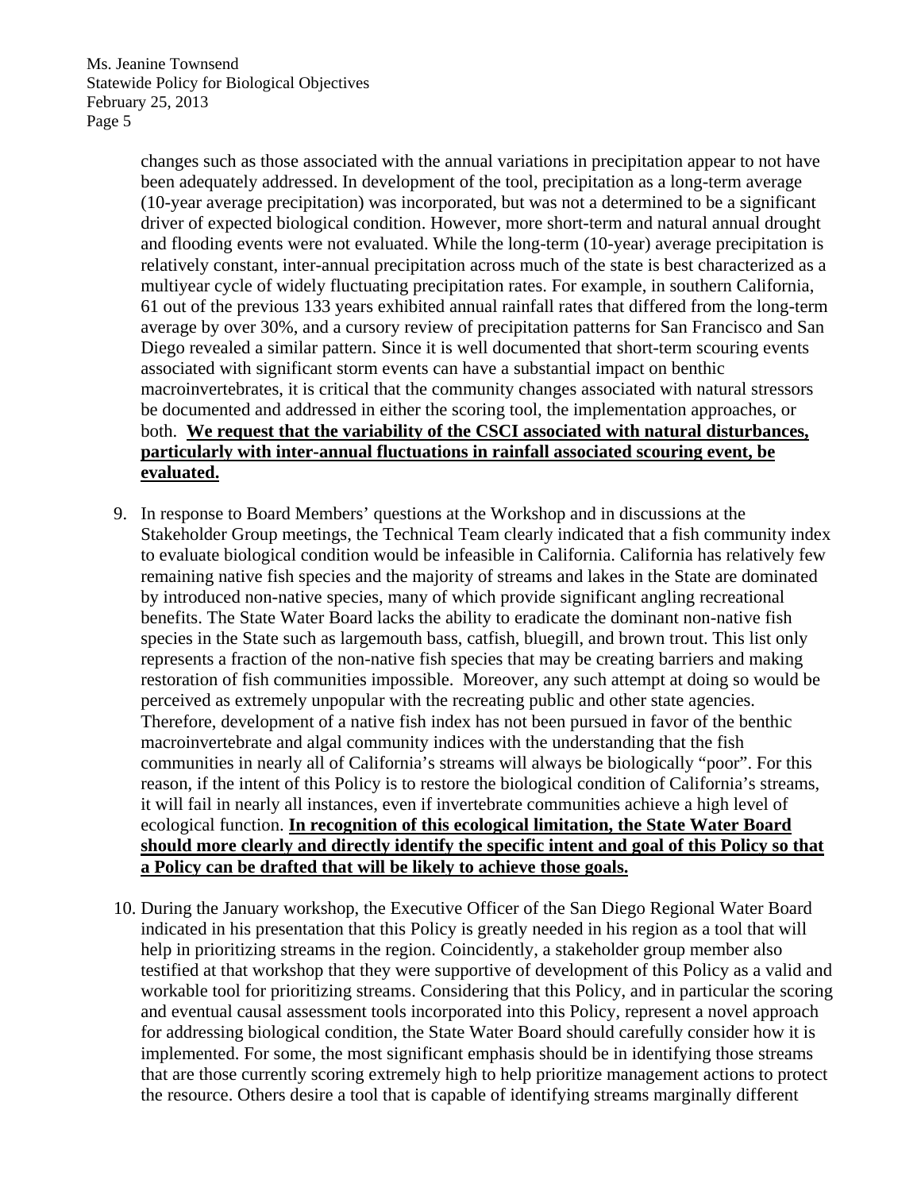changes such as those associated with the annual variations in precipitation appear to not have been adequately addressed. In development of the tool, precipitation as a long-term average (10-year average precipitation) was incorporated, but was not a determined to be a significant driver of expected biological condition. However, more short-term and natural annual drought and flooding events were not evaluated. While the long-term (10-year) average precipitation is relatively constant, inter-annual precipitation across much of the state is best characterized as a multiyear cycle of widely fluctuating precipitation rates. For example, in southern California, 61 out of the previous 133 years exhibited annual rainfall rates that differed from the long-term average by over 30%, and a cursory review of precipitation patterns for San Francisco and San Diego revealed a similar pattern. Since it is well documented that short-term scouring events associated with significant storm events can have a substantial impact on benthic macroinvertebrates, it is critical that the community changes associated with natural stressors be documented and addressed in either the scoring tool, the implementation approaches, or both. **We request that the variability of the CSCI associated with natural disturbances, particularly with inter-annual fluctuations in rainfall associated scouring event, be evaluated.**

9. In response to Board Members' questions at the Workshop and in discussions at the Stakeholder Group meetings, the Technical Team clearly indicated that a fish community index to evaluate biological condition would be infeasible in California. California has relatively few remaining native fish species and the majority of streams and lakes in the State are dominated by introduced non-native species, many of which provide significant angling recreational benefits. The State Water Board lacks the ability to eradicate the dominant non-native fish species in the State such as largemouth bass, catfish, bluegill, and brown trout. This list only represents a fraction of the non-native fish species that may be creating barriers and making restoration of fish communities impossible. Moreover, any such attempt at doing so would be perceived as extremely unpopular with the recreating public and other state agencies. Therefore, development of a native fish index has not been pursued in favor of the benthic macroinvertebrate and algal community indices with the understanding that the fish communities in nearly all of California's streams will always be biologically "poor". For this reason, if the intent of this Policy is to restore the biological condition of California's streams, it will fail in nearly all instances, even if invertebrate communities achieve a high level of ecological function. **In recognition of this ecological limitation, the State Water Board should more clearly and directly identify the specific intent and goal of this Policy so that a Policy can be drafted that will be likely to achieve those goals.**

10. During the January workshop, the Executive Officer of the San Diego Regional Water Board indicated in his presentation that this Policy is greatly needed in his region as a tool that will help in prioritizing streams in the region. Coincidently, a stakeholder group member also testified at that workshop that they were supportive of development of this Policy as a valid and workable tool for prioritizing streams. Considering that this Policy, and in particular the scoring and eventual causal assessment tools incorporated into this Policy, represent a novel approach for addressing biological condition, the State Water Board should carefully consider how it is implemented. For some, the most significant emphasis should be in identifying those streams that are those currently scoring extremely high to help prioritize management actions to protect the resource. Others desire a tool that is capable of identifying streams marginally different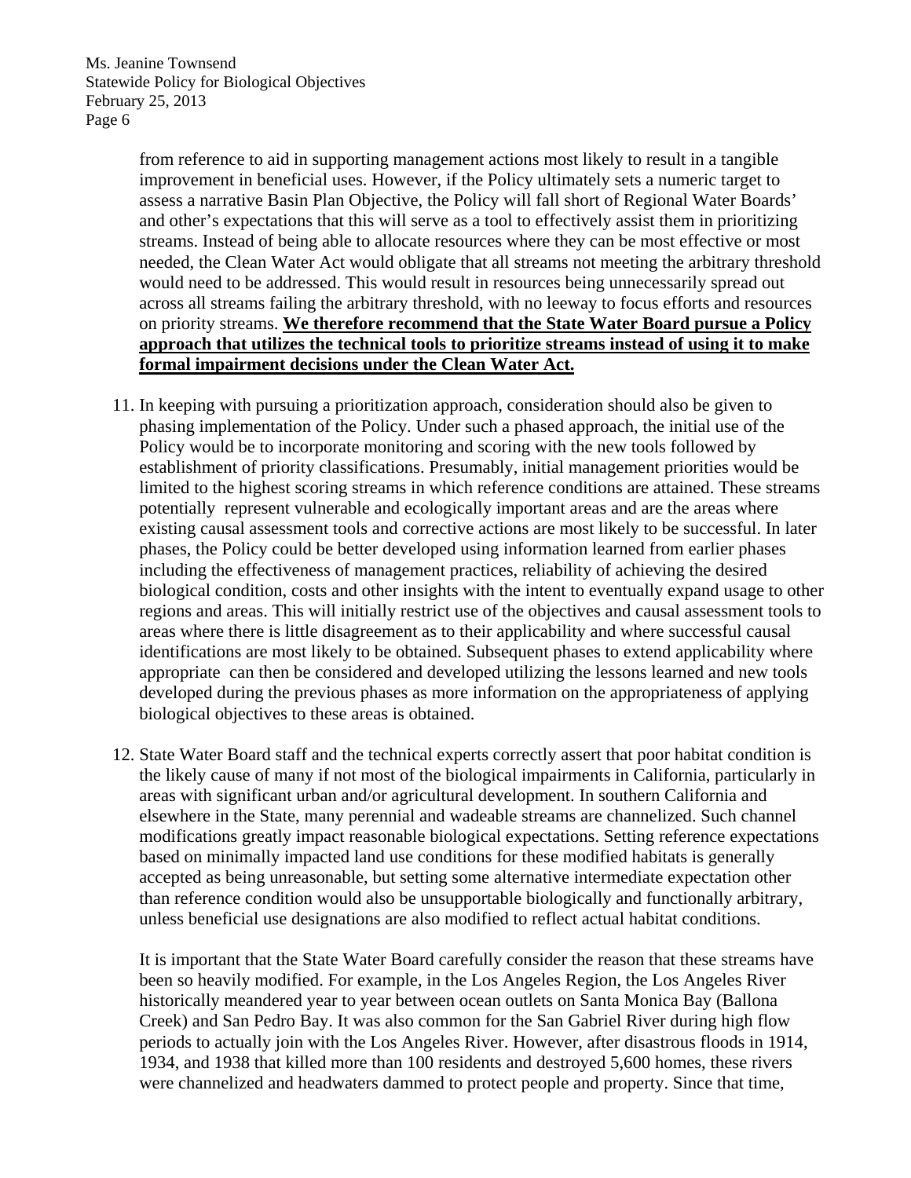from reference to aid in supporting management actions most likely to result in a tangible improvement in beneficial uses. However, if the Policy ultimately sets a numeric target to assess a narrative Basin Plan Objective, the Policy will fall short of Regional Water Boards' and other's expectations that this will serve as a tool to effectively assist them in prioritizing streams. Instead of being able to allocate resources where they can be most effective or most needed, the Clean Water Act would obligate that all streams not meeting the arbitrary threshold would need to be addressed. This would result in resources being unnecessarily spread out across all streams failing the arbitrary threshold, with no leeway to focus efforts and resources on priority streams. **We therefore recommend that the State Water Board pursue a Policy approach that utilizes the technical tools to prioritize streams instead of using it to make formal impairment decisions under the Clean Water Act.**

11. In keeping with pursuing a prioritization approach, consideration should also be given to phasing implementation of the Policy. Under such a phased approach, the initial use of the Policy would be to incorporate monitoring and scoring with the new tools followed by establishment of priority classifications. Presumably, initial management priorities would be limited to the highest scoring streams in which reference conditions are attained. These streams potentially represent vulnerable and ecologically important areas and are the areas where existing causal assessment tools and corrective actions are most likely to be successful. In later phases, the Policy could be better developed using information learned from earlier phases including the effectiveness of management practices, reliability of achieving the desired biological condition, costs and other insights with the intent to eventually expand usage to other regions and areas. This will initially restrict use of the objectives and causal assessment tools to areas where there is little disagreement as to their applicability and where successful causal identifications are most likely to be obtained. Subsequent phases to extend applicability where appropriate can then be considered and developed utilizing the lessons learned and new tools developed during the previous phases as more information on the appropriateness of applying biological objectives to these areas is obtained.

12. State Water Board staff and the technical experts correctly assert that poor habitat condition is the likely cause of many if not most of the biological impairments in California, particularly in areas with significant urban and/or agricultural development. In southern California and elsewhere in the State, many perennial and wadeable streams are channelized. Such channel modifications greatly impact reasonable biological expectations. Setting reference expectations based on minimally impacted land use conditions for these modified habitats is generally accepted as being unreasonable, but setting some alternative intermediate expectation other than reference condition would also be unsupportable biologically and functionally arbitrary, unless beneficial use designations are also modified to reflect actual habitat conditions.

    It is important that the State Water Board carefully consider the reason that these streams have been so heavily modified. For example, in the Los Angeles Region, the Los Angeles River historically meandered year to year between ocean outlets on Santa Monica Bay (Ballona Creek) and San Pedro Bay. It was also common for the San Gabriel River during high flow periods to actually join with the Los Angeles River. However, after disastrous floods in 1914, 1934, and 1938 that killed more than 100 residents and destroyed 5,600 homes, these rivers were channelized and headwaters dammed to protect people and property. Since that time,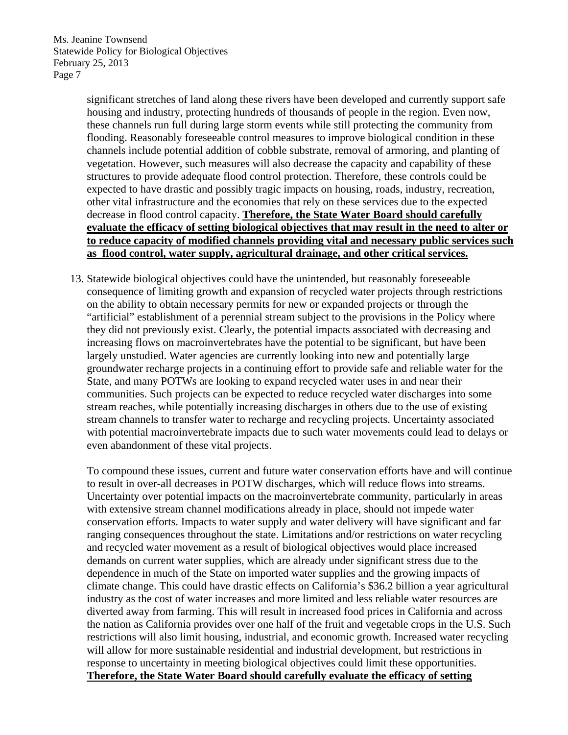significant stretches of land along these rivers have been developed and currently support safe housing and industry, protecting hundreds of thousands of people in the region. Even now, these channels run full during large storm events while still protecting the community from flooding. Reasonably foreseeable control measures to improve biological condition in these channels include potential addition of cobble substrate, removal of armoring, and planting of vegetation. However, such measures will also decrease the capacity and capability of these structures to provide adequate flood control protection. Therefore, these controls could be expected to have drastic and possibly tragic impacts on housing, roads, industry, recreation, other vital infrastructure and the economies that rely on these services due to the expected decrease in flood control capacity. **Therefore, the State Water Board should carefully evaluate the efficacy of setting biological objectives that may result in the need to alter or to reduce capacity of modified channels providing vital and necessary public services such as flood control, water supply, agricultural drainage, and other critical services.**

13. Statewide biological objectives could have the unintended, but reasonably foreseeable consequence of limiting growth and expansion of recycled water projects through restrictions on the ability to obtain necessary permits for new or expanded projects or through the "artificial" establishment of a perennial stream subject to the provisions in the Policy where they did not previously exist. Clearly, the potential impacts associated with decreasing and increasing flows on macroinvertebrates have the potential to be significant, but have been largely unstudied. Water agencies are currently looking into new and potentially large groundwater recharge projects in a continuing effort to provide safe and reliable water for the State, and many POTWs are looking to expand recycled water uses in and near their communities. Such projects can be expected to reduce recycled water discharges into some stream reaches, while potentially increasing discharges in others due to the use of existing stream channels to transfer water to recharge and recycling projects. Uncertainty associated with potential macroinvertebrate impacts due to such water movements could lead to delays or even abandonment of these vital projects.

    To compound these issues, current and future water conservation efforts have and will continue to result in over-all decreases in POTW discharges, which will reduce flows into streams. Uncertainty over potential impacts on the macroinvertebrate community, particularly in areas with extensive stream channel modifications already in place, should not impede water conservation efforts. Impacts to water supply and water delivery will have significant and far ranging consequences throughout the state. Limitations and/or restrictions on water recycling and recycled water movement as a result of biological objectives would place increased demands on current water supplies, which are already under significant stress due to the dependence in much of the State on imported water supplies and the growing impacts of climate change. This could have drastic effects on California's $36.2 billion a year agricultural industry as the cost of water increases and more limited and less reliable water resources are diverted away from farming. This will result in increased food prices in California and across the nation as California provides over one half of the fruit and vegetable crops in the U.S. Such restrictions will also limit housing, industrial, and economic growth. Increased water recycling will allow for more sustainable residential and industrial development, but restrictions in response to uncertainty in meeting biological objectives could limit these opportunities. **Therefore, the State Water Board should carefully evaluate the efficacy of setting**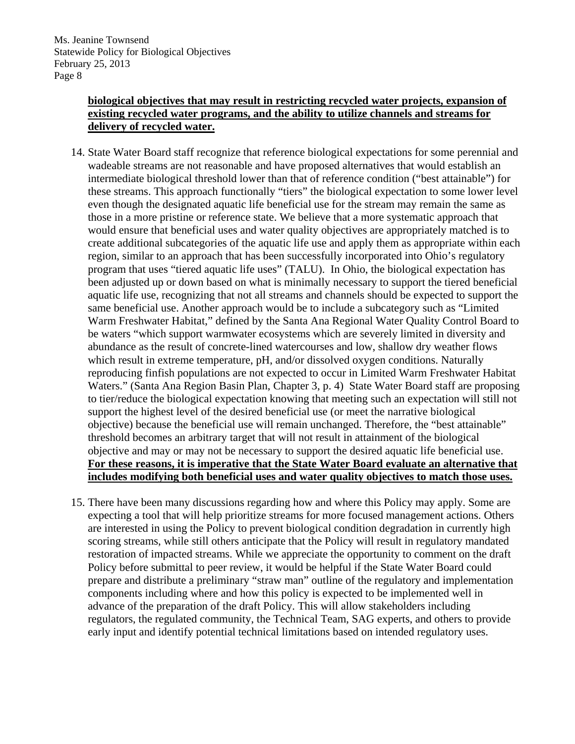**biological objectives that may result in restricting recycled water projects, expansion of existing recycled water programs, and the ability to utilize channels and streams for delivery of recycled water.**

14. State Water Board staff recognize that reference biological expectations for some perennial and wadeable streams are not reasonable and have proposed alternatives that would establish an intermediate biological threshold lower than that of reference condition ("best attainable") for these streams. This approach functionally "tiers" the biological expectation to some lower level even though the designated aquatic life beneficial use for the stream may remain the same as those in a more pristine or reference state. We believe that a more systematic approach that would ensure that beneficial uses and water quality objectives are appropriately matched is to create additional subcategories of the aquatic life use and apply them as appropriate within each region, similar to an approach that has been successfully incorporated into Ohio's regulatory program that uses "tiered aquatic life uses" (TALU). In Ohio, the biological expectation has been adjusted up or down based on what is minimally necessary to support the tiered beneficial aquatic life use, recognizing that not all streams and channels should be expected to support the same beneficial use. Another approach would be to include a subcategory such as "Limited Warm Freshwater Habitat," defined by the Santa Ana Regional Water Quality Control Board to be waters "which support warmwater ecosystems which are severely limited in diversity and abundance as the result of concrete-lined watercourses and low, shallow dry weather flows which result in extreme temperature, pH, and/or dissolved oxygen conditions. Naturally reproducing finfish populations are not expected to occur in Limited Warm Freshwater Habitat Waters." (Santa Ana Region Basin Plan, Chapter 3, p. 4) State Water Board staff are proposing to tier/reduce the biological expectation knowing that meeting such an expectation will still not support the highest level of the desired beneficial use (or meet the narrative biological objective) because the beneficial use will remain unchanged. Therefore, the "best attainable" threshold becomes an arbitrary target that will not result in attainment of the biological objective and may or may not be necessary to support the desired aquatic life beneficial use. **For these reasons, it is imperative that the State Water Board evaluate an alternative that includes modifying both beneficial uses and water quality objectives to match those uses.**

15. There have been many discussions regarding how and where this Policy may apply. Some are expecting a tool that will help prioritize streams for more focused management actions. Others are interested in using the Policy to prevent biological condition degradation in currently high scoring streams, while still others anticipate that the Policy will result in regulatory mandated restoration of impacted streams. While we appreciate the opportunity to comment on the draft Policy before submittal to peer review, it would be helpful if the State Water Board could prepare and distribute a preliminary "straw man" outline of the regulatory and implementation components including where and how this policy is expected to be implemented well in advance of the preparation of the draft Policy. This will allow stakeholders including regulators, the regulated community, the Technical Team, SAG experts, and others to provide early input and identify potential technical limitations based on intended regulatory uses.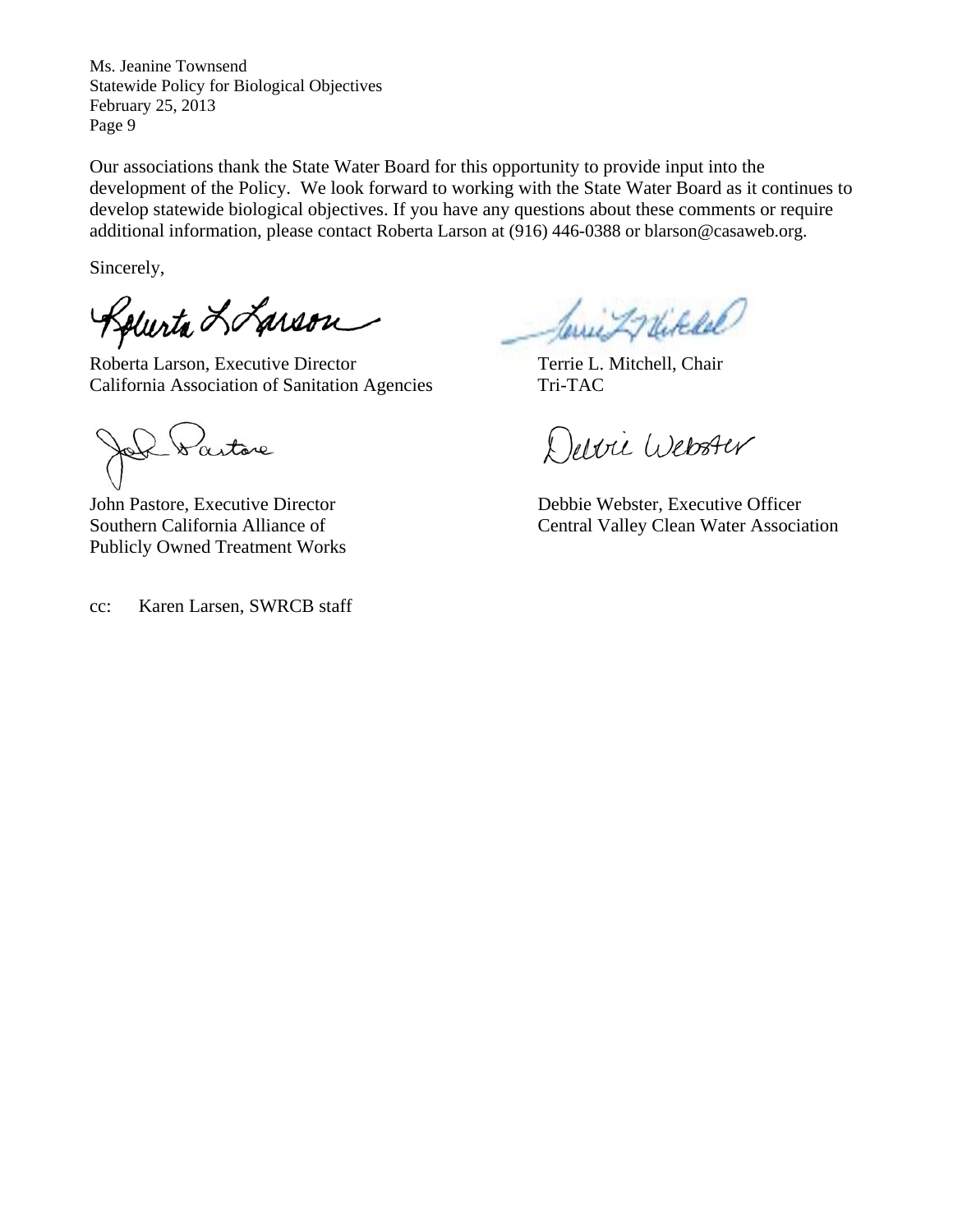Ms. Jeanine Townsend
Statewide Policy for Biological Objectives
February 25, 2013

Our associations thank the State Water Board for this opportunity to provide input into the development of the Policy. We look forward to working with the State Water Board as it continues to develop statewide biological objectives. If you have any questions about these comments or require additional information, please contact Roberta Larson at (916) 446-0388 or blarson@casaweb.org.

Sincerely,

Roberta Larson, Executive Director
California Association of Sanitation Agencies

Terrie L. Mitchell, Chair
Tri-TAC

John Pastore, Executive Director
Southern California Alliance of
Publicly Owned Treatment Works

Debbie Webster, Executive Officer
Central Valley Clean Water Association

cc: Karen Larsen, SWRCB staff